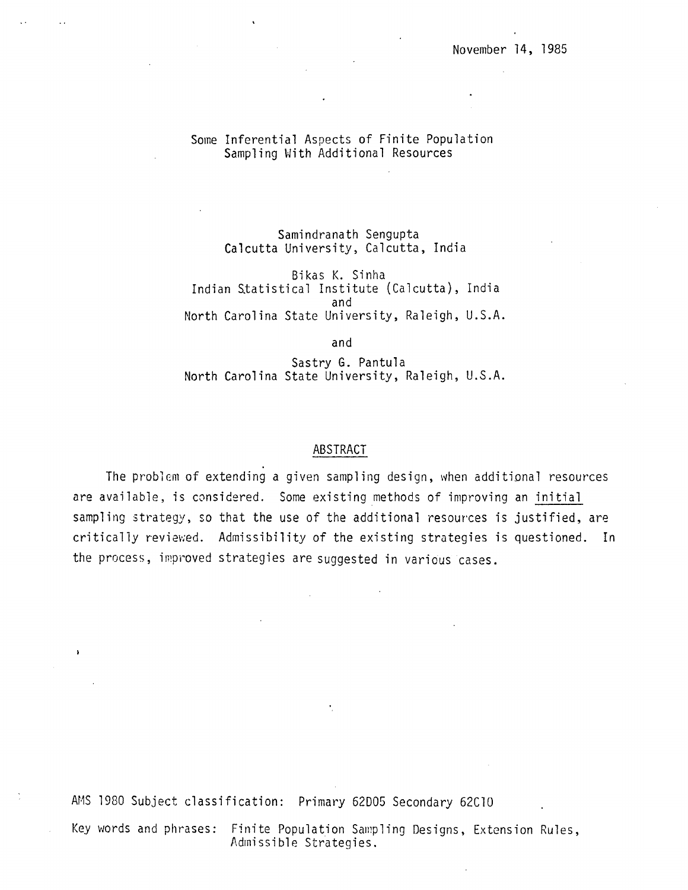November 14, 1985

# Some Inferential Aspects of Finite Population Sampling With Additional Resources

Samindranath Sengupta
Calcutta University, Calcutta, India

Bikas K. Sinha
Indian Statistical Institute (Calcutta), India
and
North Carolina State University, Raleigh, U.S.A.

and

Sastry G. Pantula
North Carolina State University, Raleigh, U.S.A.

## ABSTRACT

The problem of extending a given sampling design, when additional resources are available, is considered. Some existing methods of improving an *initial* sampling strategy, so that the use of the additional resources is justified, are critically reviewed. Admissibility of the existing strategies is questioned. In the process, improved strategies are suggested in various cases.

AMS 1980 Subject classification: Primary 62D05 Secondary 62C10

Key words and phrases: Finite Population Sampling Designs, Extension Rules, Admissible Strategies.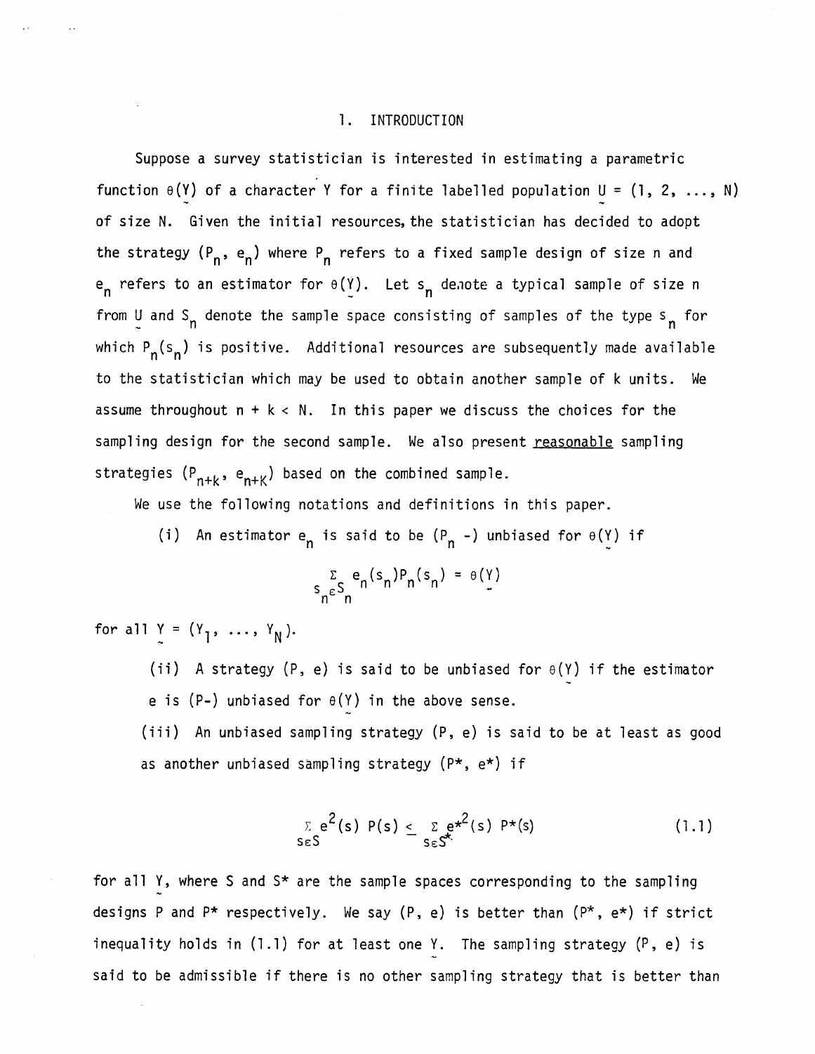## 1. INTRODUCTION

Suppose a survey statistician is interested in estimating a parametric function $\theta(\underset{\sim}{Y})$ of a character Y for a finite labelled population $\underset{\sim}{U} = (1, 2, \ldots, N)$ of size N. Given the initial resources, the statistician has decided to adopt the strategy $(P_n, e_n)$ where $P_n$ refers to a fixed sample design of size n and $e_n$ refers to an estimator for $\theta(\underset{\sim}{Y})$. Let $s_n$ denote a typical sample of size n from $\underset{\sim}{U}$ and $S_n$ denote the sample space consisting of samples of the type $s_n$ for which $P_n(s_n)$ is positive. Additional resources are subsequently made available to the statistician which may be used to obtain another sample of k units. We assume throughout $n + k < N$. In this paper we discuss the choices for the sampling design for the second sample. We also present reasonable sampling strategies $(P_{n+k}, e_{n+K})$ based on the combined sample.

We use the following notations and definitions in this paper.

(i) An estimator $e_n$ is said to be ($P_n$ -) unbiased for $\theta(\underset{\sim}{Y})$ if

$$\sum_{s_n \varepsilon S_n} e_n(s_n) P_n(s_n) = \theta(\underset{\sim}{Y})$$

for all $\underset{\sim}{Y} = (Y_1, \ldots, Y_N)$.

(ii) A strategy (P, e) is said to be unbiased for $\theta(\underset{\sim}{Y})$ if the estimator e is (P-) unbiased for $\theta(\underset{\sim}{Y})$ in the above sense.

(iii) An unbiased sampling strategy (P, e) is said to be at least as good as another unbiased sampling strategy (P*, e*) if

$$\sum_{s \varepsilon S} e^2(s)\; P(s) \leq \sum_{s \varepsilon S^*} e^{*2}(s)\; P^*(s) \tag{1.1}$$

for all $\underset{\sim}{Y}$, where S and S* are the sample spaces corresponding to the sampling designs P and P* respectively. We say (P, e) is better than (P*, e*) if strict inequality holds in (1.1) for at least one $\underset{\sim}{Y}$. The sampling strategy (P, e) is said to be admissible if there is no other sampling strategy that is better than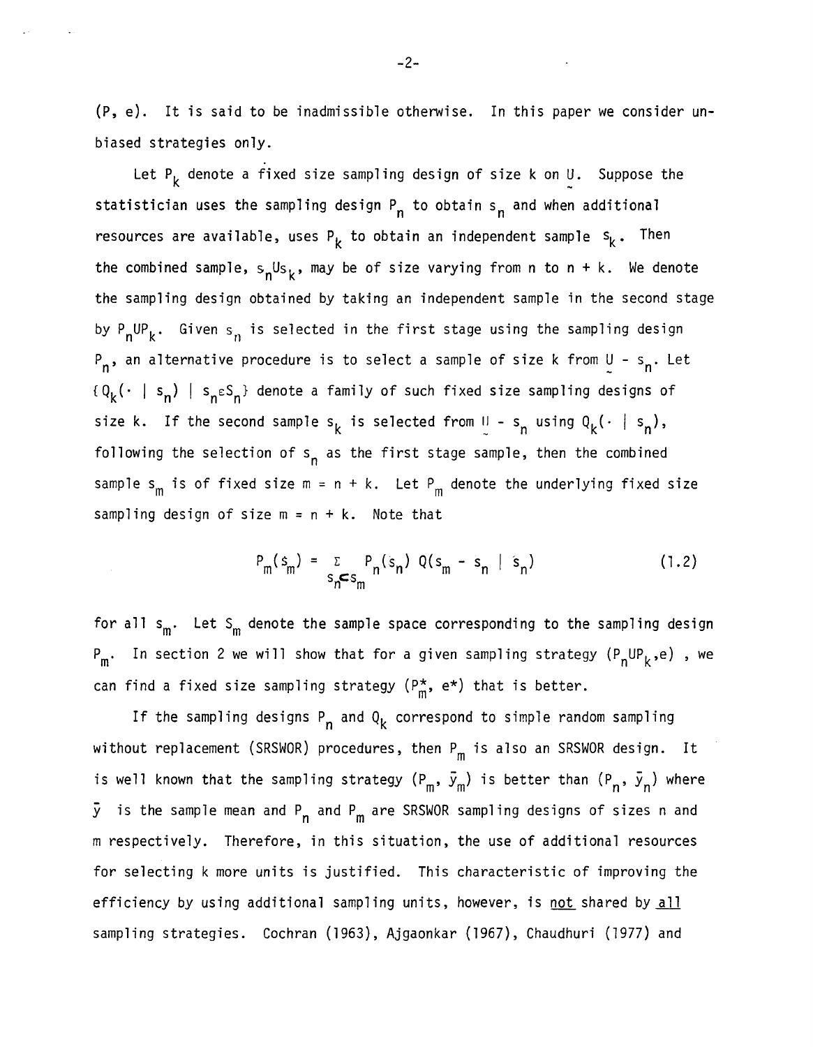(P, e). It is said to be inadmissible otherwise. In this paper we consider unbiased strategies only.

Let $P_k$ denote a fixed size sampling design of size k on $\underset{\sim}{U}$. Suppose the statistician uses the sampling design $P_n$ to obtain $s_n$ and when additional resources are available, uses $P_k$ to obtain an independent sample $s_k$. Then the combined sample, $s_n \cup s_k$, may be of size varying from n to n + k. We denote the sampling design obtained by taking an independent sample in the second stage by $P_n \cup P_k$. Given $s_n$ is selected in the first stage using the sampling design $P_n$, an alternative procedure is to select a sample of size k from $\underset{\sim}{U} - s_n$. Let $\{Q_k(\cdot \mid s_n) \mid s_n \varepsilon S_n\}$ denote a family of such fixed size sampling designs of size k. If the second sample $s_k$ is selected from $\underset{\sim}{U} - s_n$ using $Q_k(\cdot \mid s_n)$, following the selection of $s_n$ as the first stage sample, then the combined sample $s_m$ is of fixed size m = n + k. Let $P_m$ denote the underlying fixed size sampling design of size m = n + k. Note that

$$P_m(s_m) = \sum_{s_n \subset s_m} P_n(s_n)\, Q(s_m - s_n \mid s_n) \tag{1.2}$$

for all $s_m$. Let $S_m$ denote the sample space corresponding to the sampling design $P_m$. In section 2 we will show that for a given sampling strategy $(P_n \cup P_k, e)$, we can find a fixed size sampling strategy $(P_m^*, e^*)$ that is better.

If the sampling designs $P_n$ and $Q_k$ correspond to simple random sampling without replacement (SRSWOR) procedures, then $P_m$ is also an SRSWOR design. It is well known that the sampling strategy $(P_m, \bar{y}_m)$ is better than $(P_n, \bar{y}_n)$ where $\bar{y}$ is the sample mean and $P_n$ and $P_m$ are SRSWOR sampling designs of sizes n and m respectively. Therefore, in this situation, the use of additional resources for selecting k more units is justified. This characteristic of improving the efficiency by using additional sampling units, however, is <u>not</u> shared by <u>all</u> sampling strategies. Cochran (1963), Ajgaonkar (1967), Chaudhuri (1977) and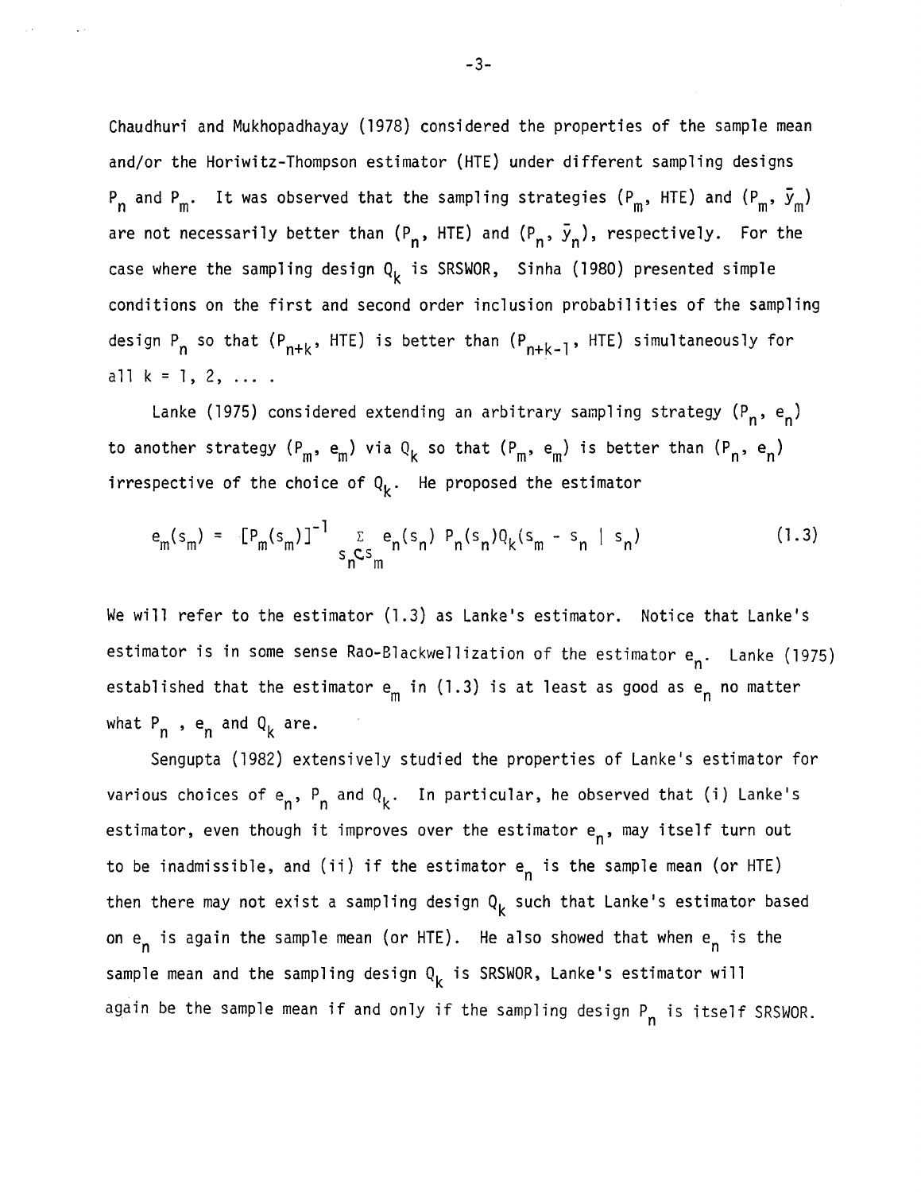Chaudhuri and Mukhopadhayay (1978) considered the properties of the sample mean and/or the Horiwitz-Thompson estimator (HTE) under different sampling designs $P_n$ and $P_m$. It was observed that the sampling strategies ($P_m$, HTE) and ($P_m$, $\bar{y}_m$) are not necessarily better than ($P_n$, HTE) and ($P_n$, $\bar{y}_n$), respectively. For the case where the sampling design $Q_k$ is SRSWOR, Sinha (1980) presented simple conditions on the first and second order inclusion probabilities of the sampling design $P_n$ so that ($P_{n+k}$, HTE) is better than ($P_{n+k-1}$, HTE) simultaneously for all $k = 1, 2, \ldots$ .

Lanke (1975) considered extending an arbitrary sampling strategy ($P_n$, $e_n$) to another strategy ($P_m$, $e_m$) via $Q_k$ so that ($P_m$, $e_m$) is better than ($P_n$, $e_n$) irrespective of the choice of $Q_k$. He proposed the estimator

$$e_m(s_m) = [P_m(s_m)]^{-1} \sum_{s_n \subset s_m} e_n(s_n) P_n(s_n) Q_k(s_m - s_n \mid s_n) \tag{1.3}$$

We will refer to the estimator (1.3) as Lanke's estimator. Notice that Lanke's estimator is in some sense Rao-Blackwellization of the estimator $e_n$. Lanke (1975) established that the estimator $e_m$ in (1.3) is at least as good as $e_n$ no matter what $P_n$ , $e_n$ and $Q_k$ are.

Sengupta (1982) extensively studied the properties of Lanke's estimator for various choices of $e_n$, $P_n$ and $Q_k$. In particular, he observed that (i) Lanke's estimator, even though it improves over the estimator $e_n$, may itself turn out to be inadmissible, and (ii) if the estimator $e_n$ is the sample mean (or HTE) then there may not exist a sampling design $Q_k$ such that Lanke's estimator based on $e_n$ is again the sample mean (or HTE). He also showed that when $e_n$ is the sample mean and the sampling design $Q_k$ is SRSWOR, Lanke's estimator will again be the sample mean if and only if the sampling design $P_n$ is itself SRSWOR.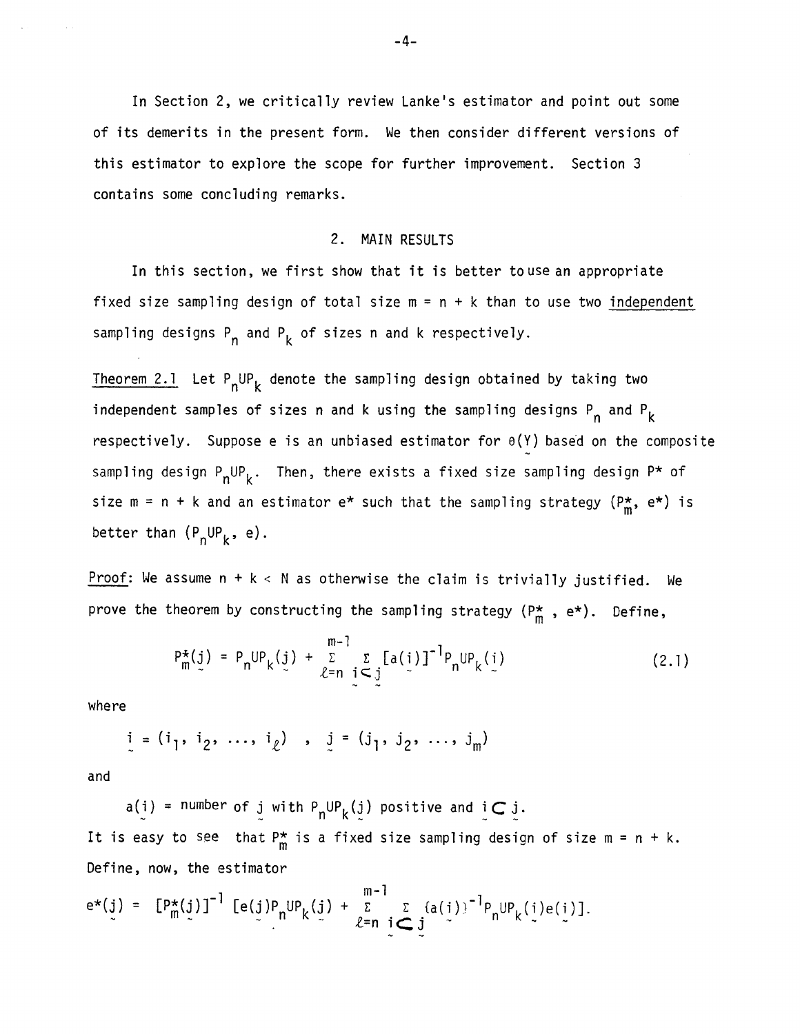In Section 2, we critically review Lanke's estimator and point out some of its demerits in the present form. We then consider different versions of this estimator to explore the scope for further improvement. Section 3 contains some concluding remarks.

## 2. MAIN RESULTS

In this section, we first show that it is better to use an appropriate fixed size sampling design of total size $m = n + k$ than to use two <u>independent</u> sampling designs $P_n$ and $P_k$ of sizes n and k respectively.

<u>Theorem 2.1</u> Let $P_n U P_k$ denote the sampling design obtained by taking two independent samples of sizes n and k using the sampling designs $P_n$ and $P_k$ respectively. Suppose e is an unbiased estimator for $\theta(\underset{\sim}{Y})$ based on the composite sampling design $P_n U P_k$. Then, there exists a fixed size sampling design $P^*$ of size $m = n + k$ and an estimator $e^*$ such that the sampling strategy $(P^*_m, e^*)$ is better than $(P_n U P_k, e)$.

<u>Proof</u>: We assume $n + k < N$ as otherwise the claim is trivially justified. We prove the theorem by constructing the sampling strategy $(P^*_m, e^*)$. Define,

$$P^*_m(\underset{\sim}{j}) = P_n U P_k(\underset{\sim}{j}) + \sum_{\ell=n}^{m-1} \sum_{\underset{\sim}{i} \subset \underset{\sim}{j}} [a(\underset{\sim}{i})]^{-1} P_n U P_k(\underset{\sim}{i}) \tag{2.1}$$

where

$$\underset{\sim}{i} = (i_1, i_2, \ldots, i_\ell) \quad , \quad \underset{\sim}{j} = (j_1, j_2, \ldots, j_m)$$

and

$a(\underset{\sim}{i})$ = number of $\underset{\sim}{j}$ with $P_n U P_k(\underset{\sim}{j})$ positive and $\underset{\sim}{i} \subset \underset{\sim}{j}$.

It is easy to see that $P^*_m$ is a fixed size sampling design of size $m = n + k$. Define, now, the estimator

$$e^*(\underset{\sim}{j}) = [P^*_m(\underset{\sim}{j})]^{-1} [e(\underset{\sim}{j}) P_n U P_k(\underset{\sim}{j}) + \sum_{\ell=n}^{m-1} \sum_{\underset{\sim}{i} \subset \underset{\sim}{j}} \{a(\underset{\sim}{i})\}^{-1} P_n U P_k(\underset{\sim}{i}) e(\underset{\sim}{i})].$$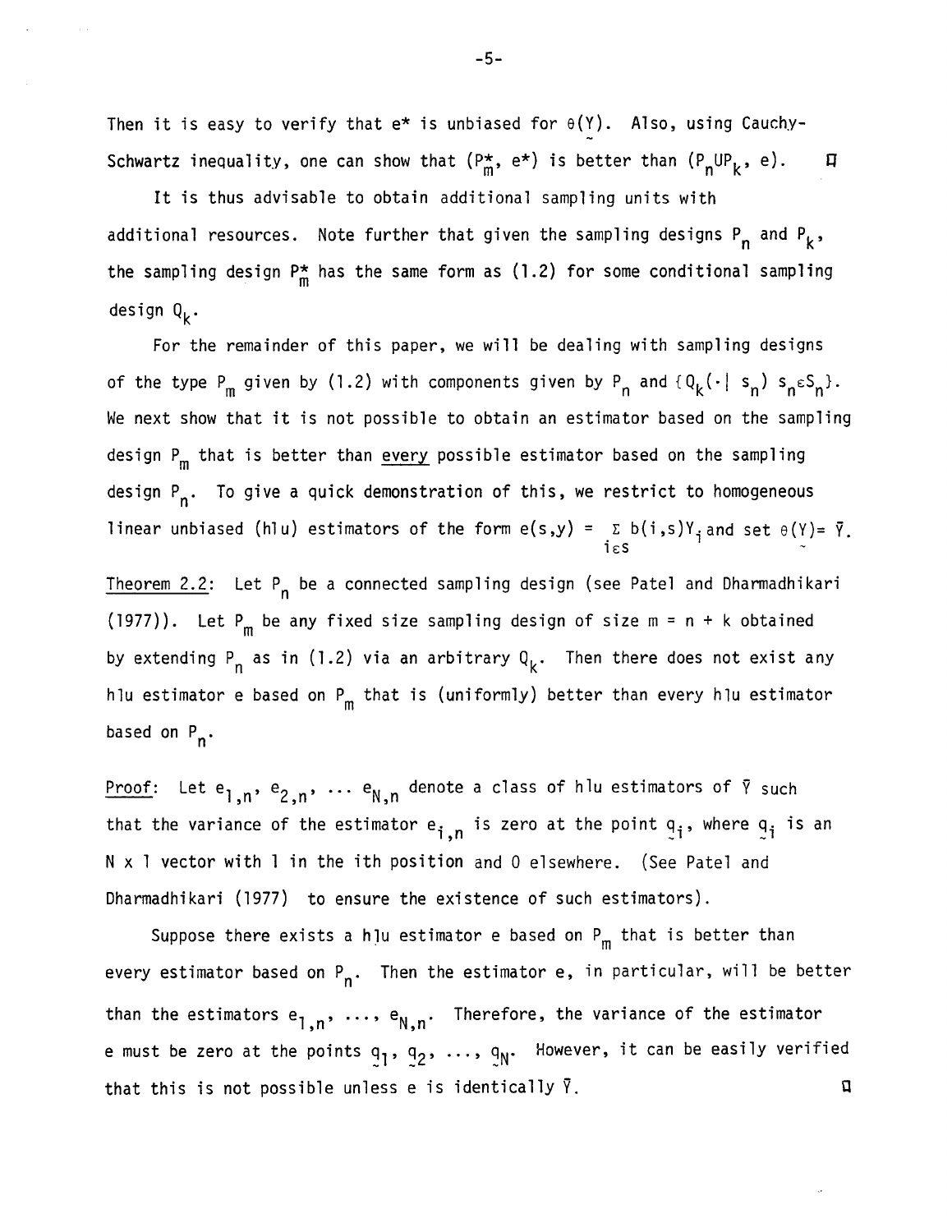Then it is easy to verify that $e^*$ is unbiased for $\theta(\underset{\sim}{Y})$. Also, using Cauchy-Schwartz inequality, one can show that $(P_m^*, e^*)$ is better than $(P_n \cup P_k, e)$. $\square$

It is thus advisable to obtain additional sampling units with additional resources. Note further that given the sampling designs $P_n$ and $P_k$, the sampling design $P_m^*$ has the same form as (1.2) for some conditional sampling design $Q_k$.

For the remainder of this paper, we will be dealing with sampling designs of the type $P_m$ given by (1.2) with components given by $P_n$ and $\{Q_k(\cdot \mid s_n)\ s_n \varepsilon S_n\}$. We next show that it is not possible to obtain an estimator based on the sampling design $P_m$ that is better than <u>every</u> possible estimator based on the sampling design $P_n$. To give a quick demonstration of this, we restrict to homogeneous linear unbiased (hlu) estimators of the form $e(s,y) = \sum_{i \varepsilon s} b(i,s)Y_i$ and set $\theta(\underset{\sim}{Y}) = \bar{Y}$.

<u>Theorem 2.2</u>: Let $P_n$ be a connected sampling design (see Patel and Dharmadhikari (1977)). Let $P_m$ be any fixed size sampling design of size $m = n + k$ obtained by extending $P_n$ as in (1.2) via an arbitrary $Q_k$. Then there does not exist any hlu estimator e based on $P_m$ that is (uniformly) better than every hlu estimator based on $P_n$.

<u>Proof</u>: Let $e_{1,n}, e_{2,n}, \ldots e_{N,n}$ denote a class of hlu estimators of $\bar{Y}$ such that the variance of the estimator $e_{i,n}$ is zero at the point $\underset{\sim}{q}_i$, where $\underset{\sim}{q}_i$ is an $N \times 1$ vector with 1 in the ith position and 0 elsewhere. (See Patel and Dharmadhikari (1977) to ensure the existence of such estimators).

Suppose there exists a hlu estimator e based on $P_m$ that is better than every estimator based on $P_n$. Then the estimator e, in particular, will be better than the estimators $e_{1,n}, \ldots, e_{N,n}$. Therefore, the variance of the estimator e must be zero at the points $\underset{\sim}{q}_1, \underset{\sim}{q}_2, \ldots, \underset{\sim}{q}_N$. However, it can be easily verified that this is not possible unless e is identically $\bar{Y}$. $\square$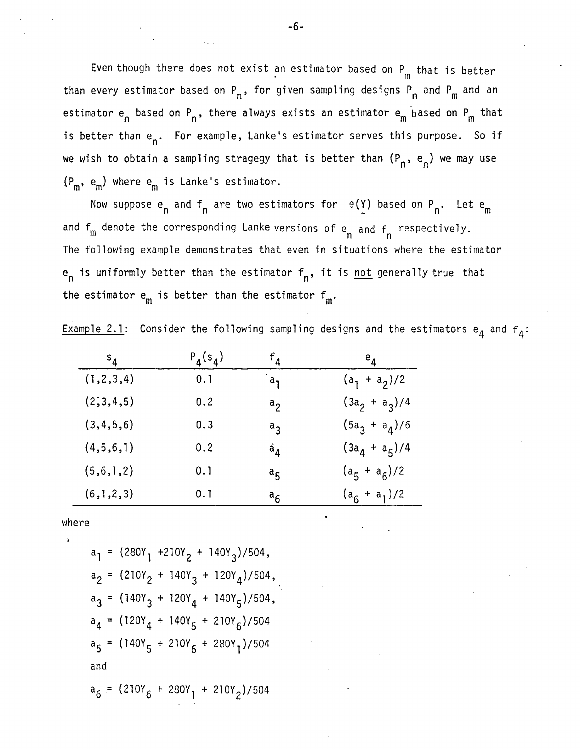Even though there does not exist an estimator based on $P_m$ that is better than every estimator based on $P_n$, for given sampling designs $P_n$ and $P_m$ and an estimator $e_n$ based on $P_n$, there always exists an estimator $e_m$ based on $P_m$ that is better than $e_n$. For example, Lanke's estimator serves this purpose. So if we wish to obtain a sampling stragegy that is better than $(P_n, e_n)$ we may use $(P_m, e_m)$ where $e_m$ is Lanke's estimator.

Now suppose $e_n$ and $f_n$ are two estimators for $\theta(\underset{\sim}{Y})$ based on $P_n$. Let $e_m$ and $f_m$ denote the corresponding Lanke versions of $e_n$ and $f_n$ respectively. The following example demonstrates that even in situations where the estimator $e_n$ is uniformly better than the estimator $f_n$, it is not generally true that the estimator $e_m$ is better than the estimator $f_m$.

Example 2.1: Consider the following sampling designs and the estimators $e_4$ and $f_4$:

| $s_4$ | $P_4(s_4)$ | $f_4$ | $e_4$ |
|---|---|---|---|
| (1,2,3,4) | 0.1 | $a_1$ | $(a_1 + a_2)/2$ |
| (2,3,4,5) | 0.2 | $a_2$ | $(3a_2 + a_3)/4$ |
| (3,4,5,6) | 0.3 | $a_3$ | $(5a_3 + a_4)/6$ |
| (4,5,6,1) | 0.2 | $a_4$ | $(3a_4 + a_5)/4$ |
| (5,6,1,2) | 0.1 | $a_5$ | $(a_5 + a_6)/2$ |
| (6,1,2,3) | 0.1 | $a_6$ | $(a_6 + a_1)/2$ |

where

$$a_1 = (280Y_1 + 210Y_2 + 140Y_3)/504,$$

$$a_2 = (210Y_2 + 140Y_3 + 120Y_4)/504,$$

$$a_3 = (140Y_3 + 120Y_4 + 140Y_5)/504,$$

$$a_4 = (120Y_4 + 140Y_5 + 210Y_6)/504$$

$$a_5 = (140Y_5 + 210Y_6 + 280Y_1)/504$$

and

$$a_6 = (210Y_6 + 280Y_1 + 210Y_2)/504$$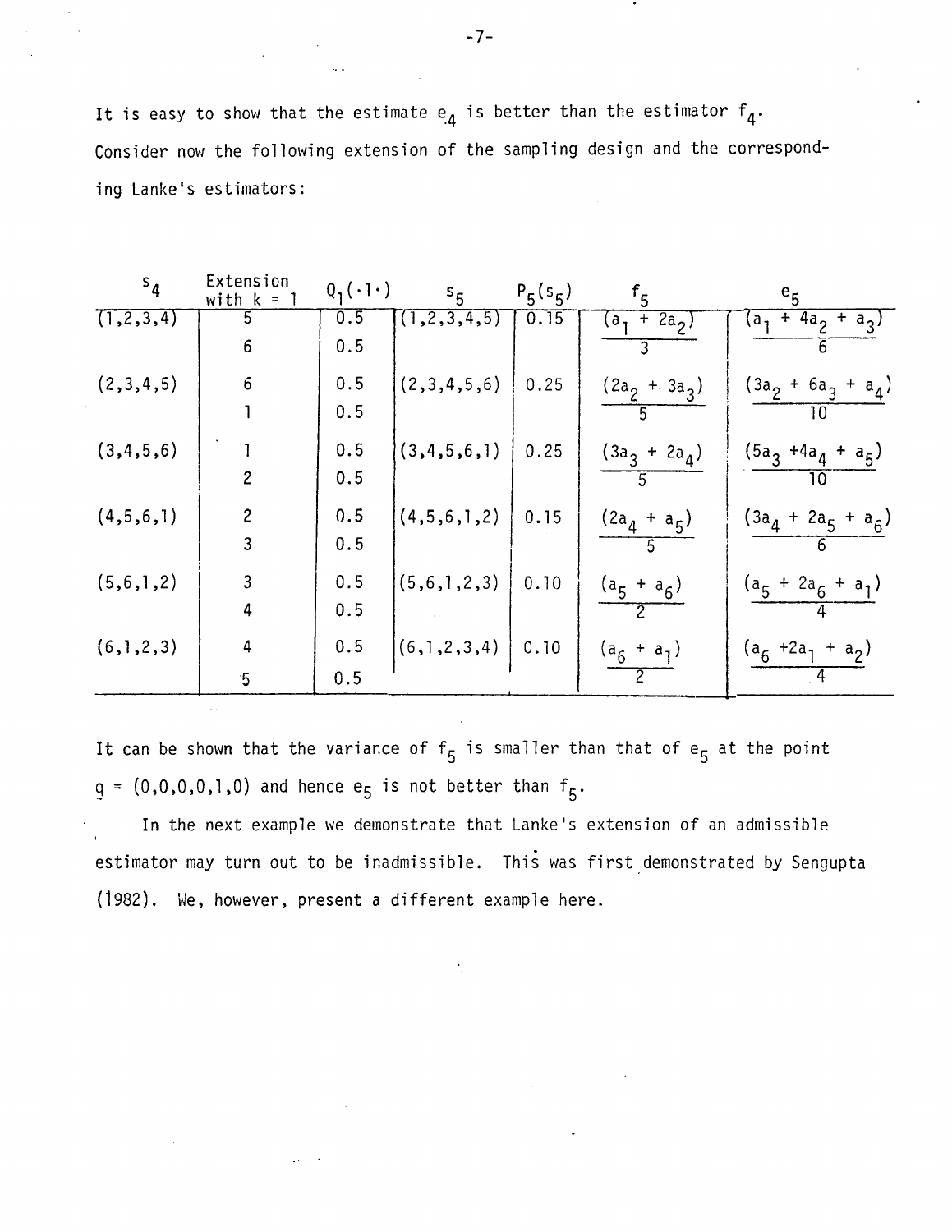It is easy to show that the estimate $e_4$ is better than the estimator $f_4$. Consider now the following extension of the sampling design and the corresponding Lanke's estimators:

| $s_4$ | Extension with k = 1 | $Q_1(\cdot 1 \cdot)$ | $s_5$ | $P_5(s_5)$ | $f_5$ | $e_5$ |
|---|---|---|---|---|---|---|
| (1,2,3,4) | 5 | 0.5 | (1,2,3,4,5) | 0.15 | $\frac{(a_1 + 2a_2)}{3}$ | $\frac{(a_1 + 4a_2 + a_3)}{6}$ |
| | 6 | 0.5 | | | | |
| (2,3,4,5) | 6 | 0.5 | (2,3,4,5,6) | 0.25 | $\frac{(2a_2 + 3a_3)}{5}$ | $\frac{(3a_2 + 6a_3 + a_4)}{10}$ |
| | 1 | 0.5 | | | | |
| (3,4,5,6) | 1 | 0.5 | (3,4,5,6,1) | 0.25 | $\frac{(3a_3 + 2a_4)}{5}$ | $\frac{(5a_3 + 4a_4 + a_5)}{10}$ |
| | 2 | 0.5 | | | | |
| (4,5,6,1) | 2 | 0.5 | (4,5,6,1,2) | 0.15 | $\frac{(2a_4 + a_5)}{5}$ | $\frac{(3a_4 + 2a_5 + a_6)}{6}$ |
| | 3 | 0.5 | | | | |
| (5,6,1,2) | 3 | 0.5 | (5,6,1,2,3) | 0.10 | $\frac{(a_5 + a_6)}{2}$ | $\frac{(a_5 + 2a_6 + a_1)}{4}$ |
| | 4 | 0.5 | | | | |
| (6,1,2,3) | 4 | 0.5 | (6,1,2,3,4) | 0.10 | $\frac{(a_6 + a_1)}{2}$ | $\frac{(a_6 + 2a_1 + a_2)}{4}$ |
| | 5 | 0.5 | | | | |

It can be shown that the variance of $f_5$ is smaller than that of $e_5$ at the point $\underset{\sim}{q} = (0,0,0,0,1,0)$ and hence $e_5$ is not better than $f_5$.

In the next example we demonstrate that Lanke's extension of an admissible estimator may turn out to be inadmissible. This was first demonstrated by Sengupta (1982). We, however, present a different example here.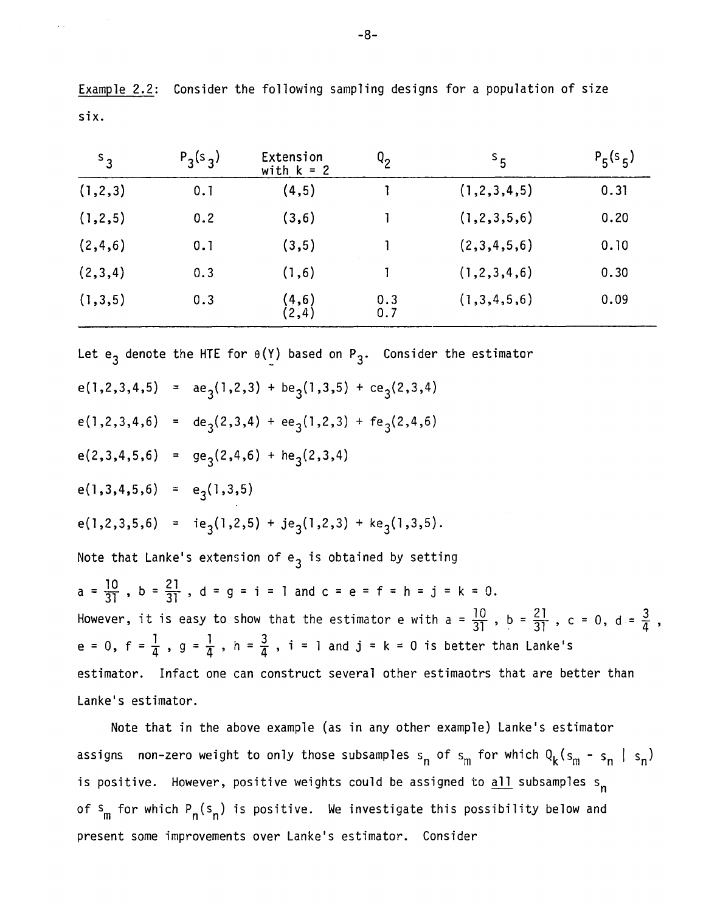Example 2.2: Consider the following sampling designs for a population of size six.

| $s_3$ | $P_3(s_3)$ | Extension with $k = 2$ | $Q_2$ | $s_5$ | $P_5(s_5)$ |
|---|---|---|---|---|---|
| (1,2,3) | 0.1 | (4,5) | 1 | (1,2,3,4,5) | 0.31 |
| (1,2,5) | 0.2 | (3,6) | 1 | (1,2,3,5,6) | 0.20 |
| (2,4,6) | 0.1 | (3,5) | 1 | (2,3,4,5,6) | 0.10 |
| (2,3,4) | 0.3 | (1,6) | 1 | (1,2,3,4,6) | 0.30 |
| (1,3,5) | 0.3 | (4,6)<br>(2,4) | 0.3<br>0.7 | (1,3,4,5,6) | 0.09 |

Let $e_3$ denote the HTE for $\theta(\underset{\sim}{Y})$ based on $P_3$. Consider the estimator

$$e(1,2,3,4,5) = ae_3(1,2,3) + be_3(1,3,5) + ce_3(2,3,4)$$

$$e(1,2,3,4,6) = de_3(2,3,4) + ee_3(1,2,3) + fe_3(2,4,6)$$

$$e(2,3,4,5,6) = ge_3(2,4,6) + he_3(2,3,4)$$

$$e(1,3,4,5,6) = e_3(1,3,5)$$

$$e(1,2,3,5,6) = ie_3(1,2,5) + je_3(1,2,3) + ke_3(1,3,5).$$

Note that Lanke's extension of $e_3$ is obtained by setting

$a = \frac{10}{31}$, $b = \frac{21}{31}$, $d = g = i = 1$ and $c = e = f = h = j = k = 0$.

However, it is easy to show that the estimator e with $a = \frac{10}{31}$, $b = \frac{21}{31}$, $c = 0$, $d = \frac{3}{4}$, $e = 0$, $f = \frac{1}{4}$, $g = \frac{1}{4}$, $h = \frac{3}{4}$, $i = 1$ and $j = k = 0$ is better than Lanke's estimator. Infact one can construct several other estimaotrs that are better than Lanke's estimator.

Note that in the above example (as in any other example) Lanke's estimator assigns non-zero weight to only those subsamples $s_n$ of $s_m$ for which $Q_k(s_m - s_n \mid s_n)$ is positive. However, positive weights could be assigned to <u>all</u> subsamples $s_n$ of $s_m$ for which $P_n(s_n)$ is positive. We investigate this possibility below and present some improvements over Lanke's estimator. Consider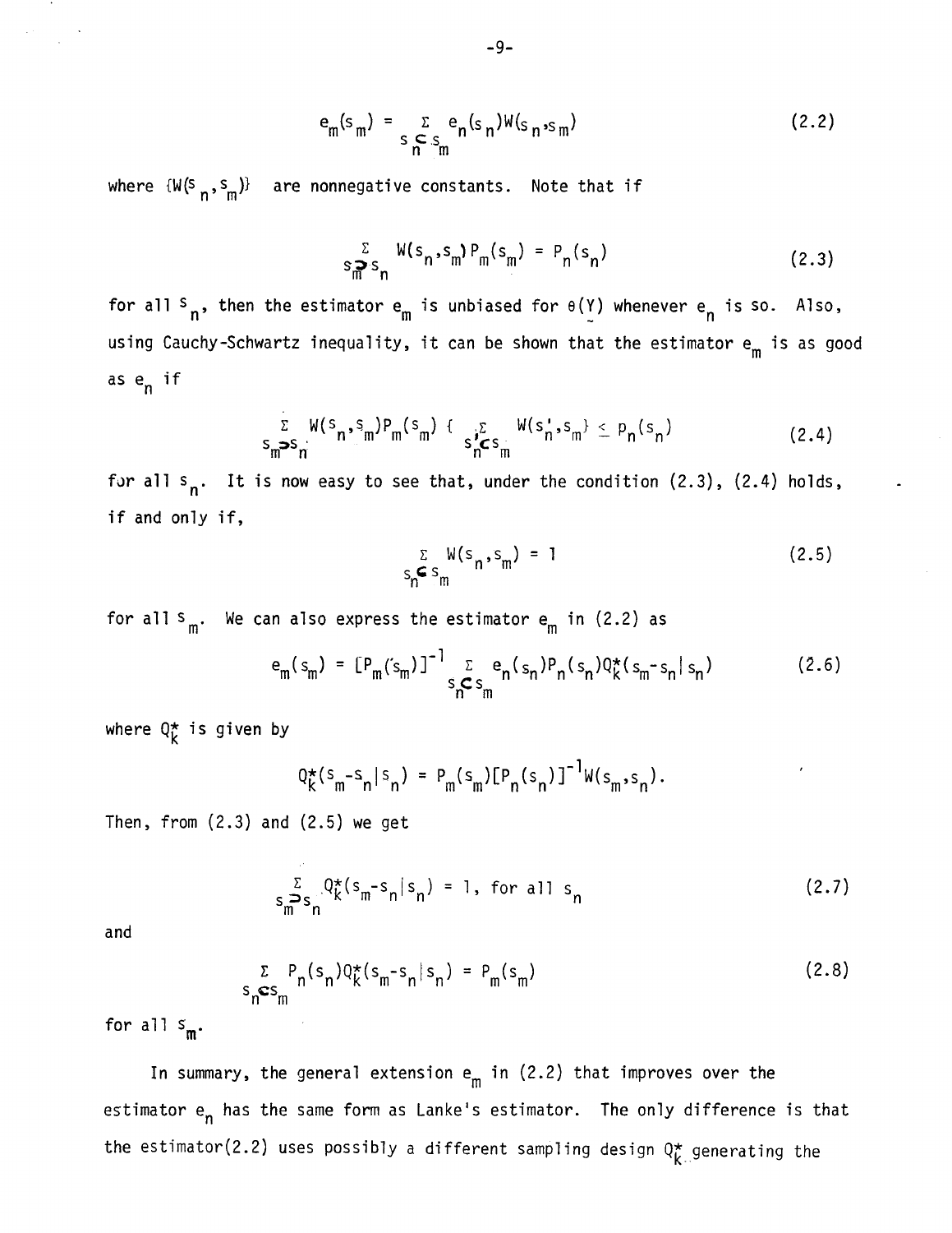$$e_m(s_m) = \sum_{s_n \subset s_m} e_n(s_n) W(s_n, s_m) \tag{2.2}$$

where $\{W(s_n, s_m)\}$ are nonnegative constants. Note that if

$$\sum_{s_m \supset s_n} W(s_n, s_m) P_m(s_m) = P_n(s_n) \tag{2.3}$$

for all $s_n$, then the estimator $e_m$ is unbiased for $\theta(\underset{\sim}{Y})$ whenever $e_n$ is so. Also, using Cauchy-Schwartz inequality, it can be shown that the estimator $e_m$ is as good as $e_n$ if

$$\sum_{s_m \supset s_n} W(s_n, s_m) P_m(s_m) \{ \sum_{s_n' \subset s_m} W(s_n', s_m) \} \leq P_n(s_n) \tag{2.4}$$

for all $s_n$. It is now easy to see that, under the condition (2.3), (2.4) holds, if and only if,

$$\sum_{s_n \subset s_m} W(s_n, s_m) = 1 \tag{2.5}$$

for all $s_m$. We can also express the estimator $e_m$ in (2.2) as

$$e_m(s_m) = [P_m(s_m)]^{-1} \sum_{s_n \subset s_m} e_n(s_n) P_n(s_n) Q_k^*(s_m - s_n | s_n) \tag{2.6}$$

where $Q_k^*$ is given by

$$Q_k^*(s_m - s_n | s_n) = P_m(s_m)[P_n(s_n)]^{-1} W(s_m, s_n).$$

Then, from (2.3) and (2.5) we get

$$\sum_{s_m \supset s_n} Q_k^*(s_m - s_n | s_n) = 1, \text{ for all } s_n \tag{2.7}$$

and

$$\sum_{s_n \subset s_m} P_n(s_n) Q_k^*(s_m - s_n | s_n) = P_m(s_m) \tag{2.8}$$

for all $s_m$.

In summary, the general extension $e_m$ in (2.2) that improves over the estimator $e_n$ has the same form as Lanke's estimator. The only difference is that the estimator(2.2) uses possibly a different sampling design $Q_k^*$ generating the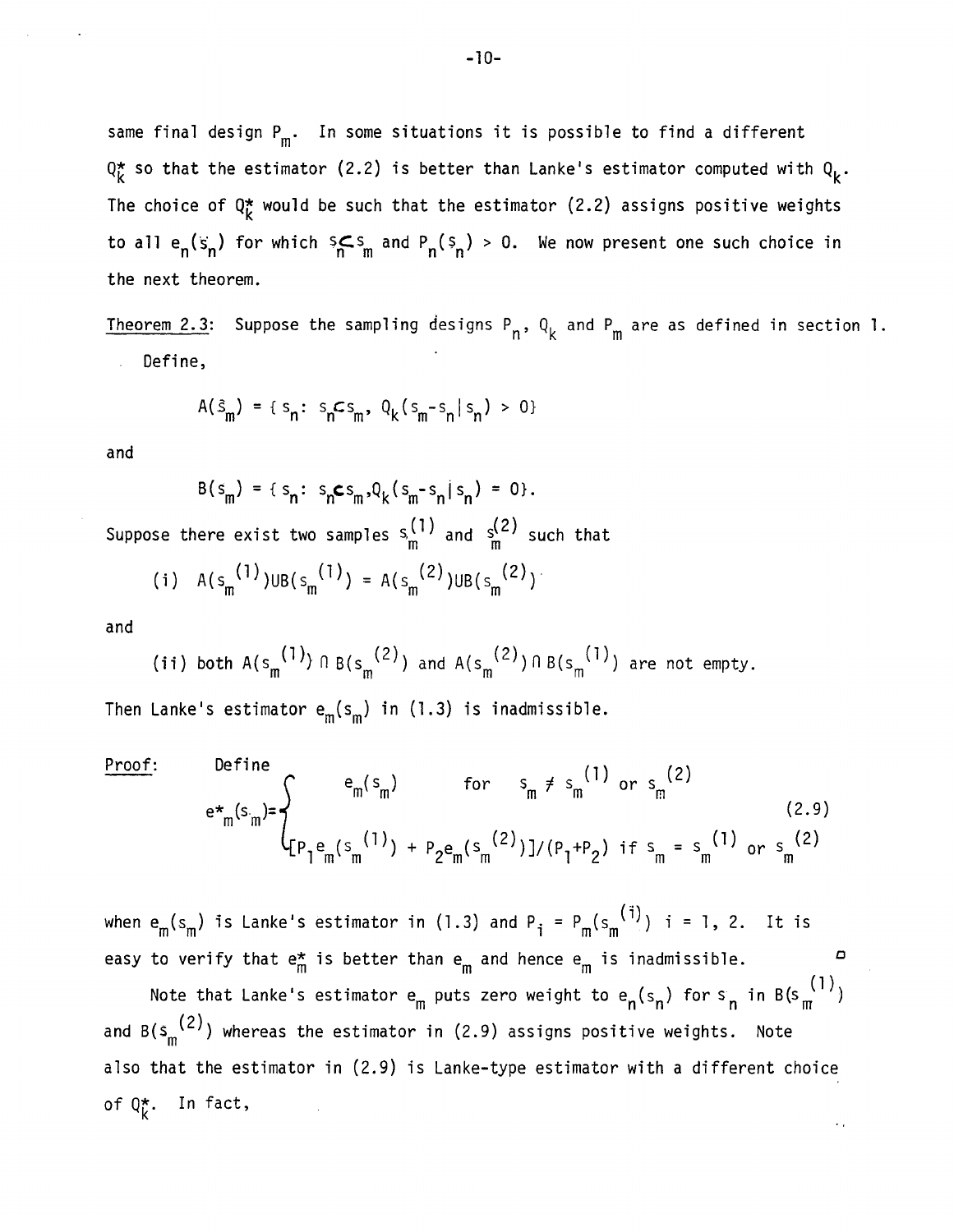same final design $P_m$. In some situations it is possible to find a different $Q_k^*$ so that the estimator (2.2) is better than Lanke's estimator computed with $Q_k$. The choice of $Q_k^*$ would be such that the estimator (2.2) assigns positive weights to all $e_n(s_n)$ for which $s_n \subset s_m$ and $P_n(s_n) > 0$. We now present one such choice in the next theorem.

Theorem 2.3: Suppose the sampling designs $P_n$, $Q_k$ and $P_m$ are as defined in section 1. Define,

$$A(s_m) = \{ s_n: s_n \subset s_m, Q_k(s_m - s_n | s_n) > 0\}$$

and

$$B(s_m) = \{ s_n: s_n \subset s_m, Q_k(s_m - s_n | s_n) = 0\}.$$

Suppose there exist two samples $s_m^{(1)}$ and $s_m^{(2)}$ such that

(i) $A(s_m^{(1)}) \cup B(s_m^{(1)}) = A(s_m^{(2)}) \cup B(s_m^{(2)})$

and

(ii) both $A(s_m^{(1)}) \cap B(s_m^{(2)})$ and $A(s_m^{(2)}) \cap B(s_m^{(1)})$ are not empty.

Then Lanke's estimator $e_m(s_m)$ in (1.3) is inadmissible.

Proof: Define

$$e^*_m(s_m) = \begin{cases} e_m(s_m) & \text{for } s_m \neq s_m^{(1)} \text{ or } s_m^{(2)} \\ [P_1 e_m(s_m^{(1)}) + P_2 e_m(s_m^{(2)})]/(P_1 + P_2) & \text{if } s_m = s_m^{(1)} \text{ or } s_m^{(2)} \end{cases} \tag{2.9}$$

when $e_m(s_m)$ is Lanke's estimator in (1.3) and $P_i = P_m(s_m^{(i)})$ $i = 1, 2$. It is easy to verify that $e_m^*$ is better than $e_m$ and hence $e_m$ is inadmissible. □

Note that Lanke's estimator $e_m$ puts zero weight to $e_n(s_n)$ for $s_n$ in $B(s_m^{(1)})$ and $B(s_m^{(2)})$ whereas the estimator in (2.9) assigns positive weights. Note also that the estimator in (2.9) is Lanke-type estimator with a different choice of $Q_k^*$. In fact,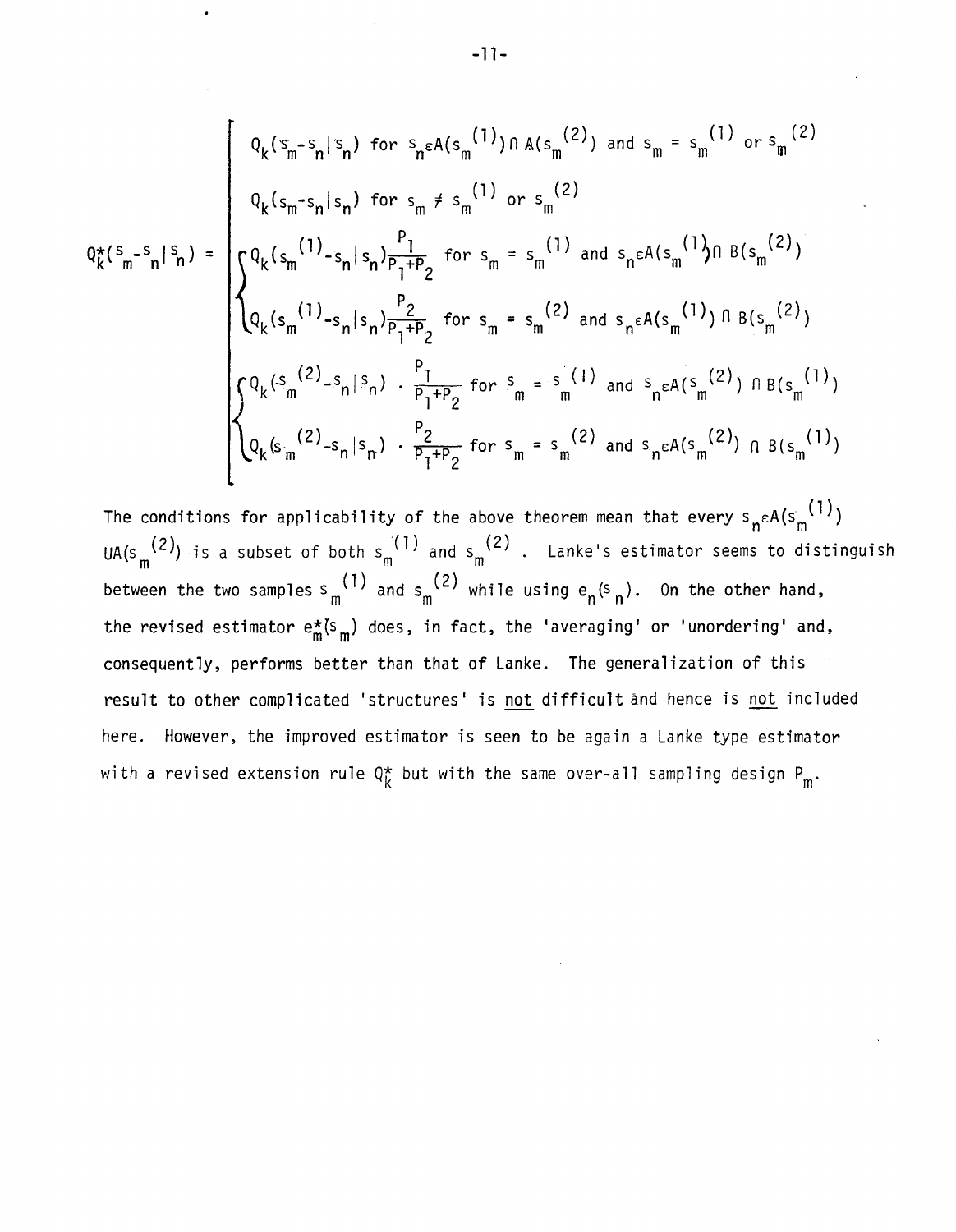$$
Q_k^*(s_m - s_n | s_n) = \begin{cases}
Q_k(s_m - s_n | s_n) \text{ for } s_n \varepsilon A(s_m^{(1)}) \cap A(s_m^{(2)}) \text{ and } s_m = s_m^{(1)} \text{ or } s_m^{(2)} \\
Q_k(s_m - s_n | s_n) \text{ for } s_m \neq s_m^{(1)} \text{ or } s_m^{(2)} \\
\left\{ \begin{array}{l} Q_k(s_m^{(1)} - s_n | s_n) \frac{P_1}{P_1+P_2} \text{ for } s_m = s_m^{(1)} \text{ and } s_n \varepsilon A(s_m^{(1)}) \cap B(s_m^{(2)}) \\
Q_k(s_m^{(1)} - s_n | s_n) \frac{P_2}{P_1+P_2} \text{ for } s_m = s_m^{(2)} \text{ and } s_n \varepsilon A(s_m^{(1)}) \cap B(s_m^{(2)}) \end{array} \right. \\
\left\{ \begin{array}{l} Q_k(s_m^{(2)} - s_n | s_n) \cdot \frac{P_1}{P_1+P_2} \text{ for } s_m = s_m^{(1)} \text{ and } s_n \varepsilon A(s_m^{(2)}) \cap B(s_m^{(1)}) \\
Q_k(s_m^{(2)} - s_n | s_n) \cdot \frac{P_2}{P_1+P_2} \text{ for } s_m = s_m^{(2)} \text{ and } s_n \varepsilon A(s_m^{(2)}) \cap B(s_m^{(1)}) \end{array} \right.
\end{cases}
$$

The conditions for applicability of the above theorem mean that every $s_n \varepsilon A(s_m^{(1)}) \cup A(s_m^{(2)})$ is a subset of both $s_m^{(1)}$ and $s_m^{(2)}$. Lanke's estimator seems to distinguish between the two samples $s_m^{(1)}$ and $s_m^{(2)}$ while using $e_n(s_n)$. On the other hand, the revised estimator $e_m^*(s_m)$ does, in fact, the 'averaging' or 'unordering' and, consequently, performs better than that of Lanke. The generalization of this result to other complicated 'structures' is not difficult and hence is not included here. However, the improved estimator is seen to be again a Lanke type estimator with a revised extension rule $Q_k^*$ but with the same over-all sampling design $P_m$.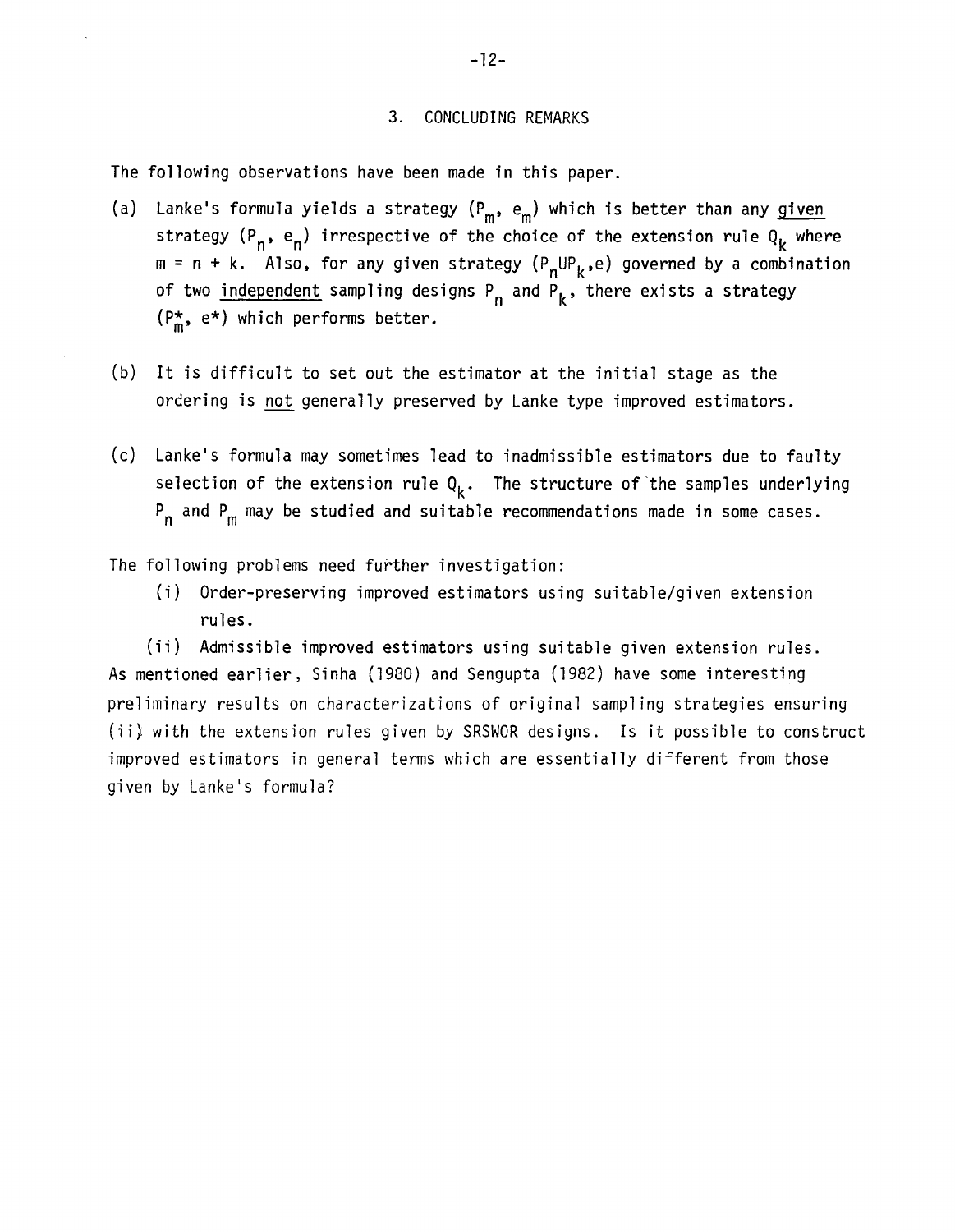## 3. CONCLUDING REMARKS

The following observations have been made in this paper.

(a) Lanke's formula yields a strategy $(P_m, e_m)$ which is better than any <u>given</u> strategy $(P_n, e_n)$ irrespective of the choice of the extension rule $Q_k$ where $m = n + k$. Also, for any given strategy $(P_n \cup P_k, e)$ governed by a combination of two <u>independent</u> sampling designs $P_n$ and $P_k$, there exists a strategy $(P^*_m, e^*)$ which performs better.

(b) It is difficult to set out the estimator at the initial stage as the ordering is <u>not</u> generally preserved by Lanke type improved estimators.

(c) Lanke's formula may sometimes lead to inadmissible estimators due to faulty selection of the extension rule $Q_k$. The structure of the samples underlying $P_n$ and $P_m$ may be studied and suitable recommendations made in some cases.

The following problems need further investigation:

(i) Order-preserving improved estimators using suitable/given extension rules.

(ii) Admissible improved estimators using suitable given extension rules.

As mentioned earlier, Sinha (1980) and Sengupta (1982) have some interesting preliminary results on characterizations of original sampling strategies ensuring (ii) with the extension rules given by SRSWOR designs. Is it possible to construct improved estimators in general terms which are essentially different from those given by Lanke's formula?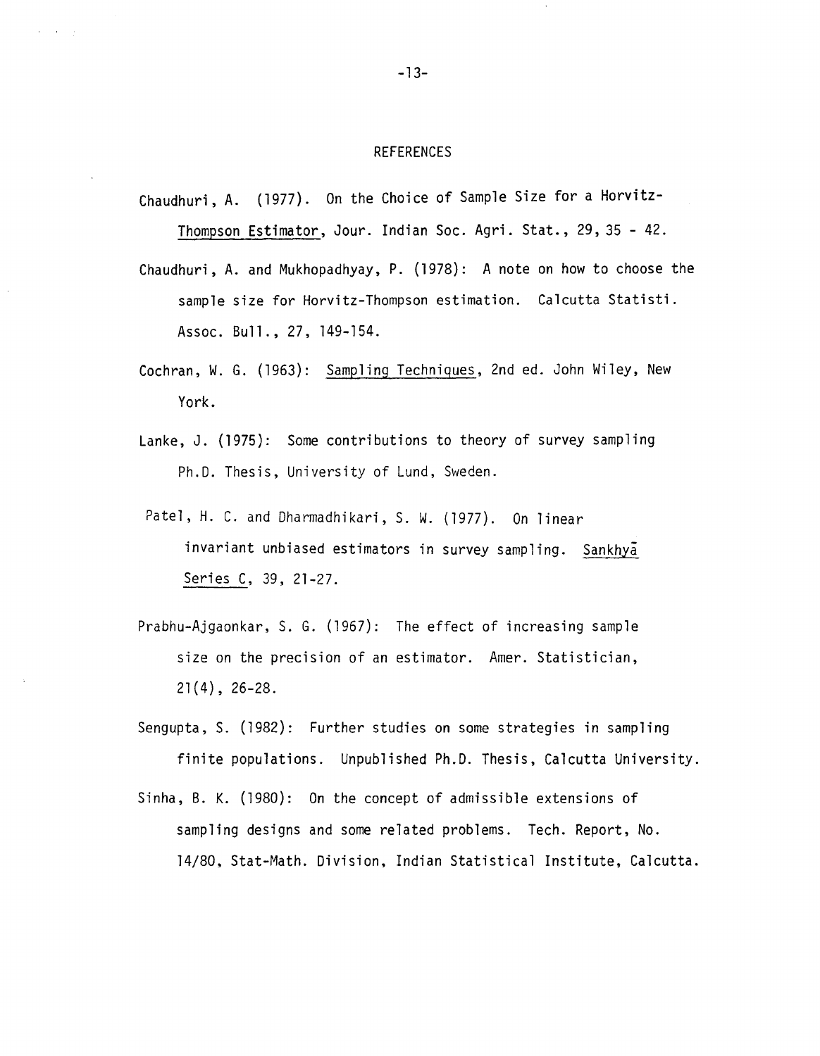## REFERENCES

Chaudhuri, A. (1977). On the Choice of Sample Size for a Horvitz-Thompson Estimator, Jour. Indian Soc. Agri. Stat., 29, 35 - 42.

Chaudhuri, A. and Mukhopadhyay, P. (1978): A note on how to choose the sample size for Horvitz-Thompson estimation. Calcutta Statisti. Assoc. Bull., 27, 149-154.

Cochran, W. G. (1963): Sampling Techniques, 2nd ed. John Wiley, New York.

Lanke, J. (1975): Some contributions to theory of survey sampling Ph.D. Thesis, University of Lund, Sweden.

Patel, H. C. and Dharmadhikari, S. W. (1977). On linear invariant unbiased estimators in survey sampling. Sankhyā Series C, 39, 21-27.

Prabhu-Ajgaonkar, S. G. (1967): The effect of increasing sample size on the precision of an estimator. Amer. Statistician, 21(4), 26-28.

Sengupta, S. (1982): Further studies on some strategies in sampling finite populations. Unpublished Ph.D. Thesis, Calcutta University.

Sinha, B. K. (1980): On the concept of admissible extensions of sampling designs and some related problems. Tech. Report, No. 14/80, Stat-Math. Division, Indian Statistical Institute, Calcutta.